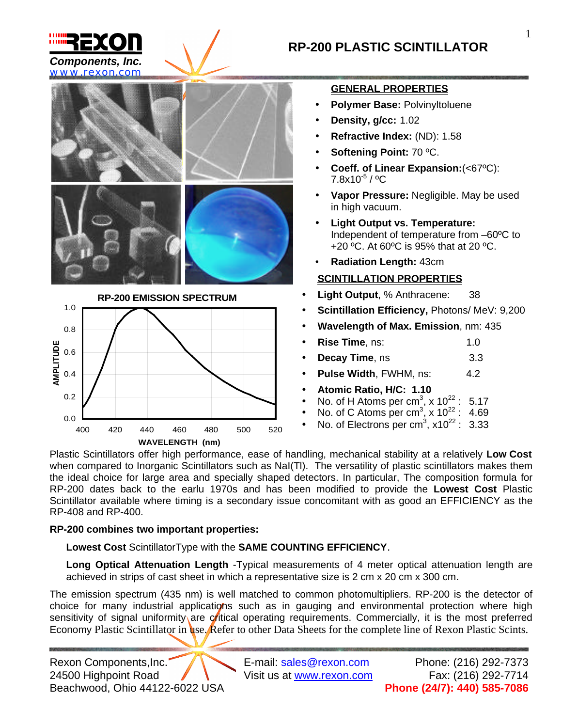# RP-200 PLASTIC SCINTILLATOR

Rexon Components, Inc.
www.rexon.com

## GENERAL PROPERTIES

- **Polymer Base:** Polvinyltoluene
- **Density, g/cc:** 1.02
- **Refractive Index:** (ND): 1.58
- **Softening Point:** 70 ºC.
- **Coeff. of Linear Expansion:**(<67ºC): $7.8 \times 10^{-5}$ / ºC
- **Vapor Pressure:** Negligible. May be used in high vacuum.
- **Light Output vs. Temperature:** Independent of temperature from –60ºC to +20 ºC. At 60ºC is 95% that at 20 ºC.
- **Radiation Length:** 43cm

## SCINTILLATION PROPERTIES

- **Light Output**, % Anthracene: 38
- **Scintillation Efficiency,** Photons/ MeV: 9,200
- **Wavelength of Max. Emission**, nm: 435
- **Rise Time**, ns: 1.0
- **Decay Time**, ns 3.3
- **Pulse Width**, FWHM, ns: 4.2
- **Atomic Ratio, H/C: 1.10**
- No. of H Atoms per cm$^3$, x $10^{22}$ : 5.17
- No. of C Atoms per cm$^3$, x $10^{22}$ : 4.69
- No. of Electrons per cm$^3$, x$10^{22}$ : 3.33

**RP-200 EMISSION SPECTRUM**

Plastic Scintillators offer high performance, ease of handling, mechanical stability at a relatively **Low Cost** when compared to Inorganic Scintillators such as NaI(Tl). The versatility of plastic scintillators makes them the ideal choice for large area and specially shaped detectors. In particular, The composition formula for RP-200 dates back to the earlu 1970s and has been modified to provide the **Lowest Cost** Plastic Scintillator available where timing is a secondary issue concomitant with as good an EFFICIENCY as the RP-408 and RP-400.

**RP-200 combines two important properties:**

**Lowest Cost** ScintillatorType with the **SAME COUNTING EFFICIENCY**.

**Long Optical Attenuation Length** -Typical measurements of 4 meter optical attenuation length are achieved in strips of cast sheet in which a representative size is 2 cm x 20 cm x 300 cm.

The emission spectrum (435 nm) is well matched to common photomultipliers. RP-200 is the detector of choice for many industrial applications such as in gauging and environmental protection where high sensitivity of signal uniformity are critical operating requirements. Commercially, it is the most preferred Economy Plastic Scintillator in use. Refer to other Data Sheets for the complete line of Rexon Plastic Scints.

Rexon Components,Inc.
24500 Highpoint Road
Beachwood, Ohio 44122-6022 USA

E-mail: sales@rexon.com
Visit us at www.rexon.com

Phone: (216) 292-7373
Fax: (216) 292-7714
**Phone (24/7): 440) 585-7086**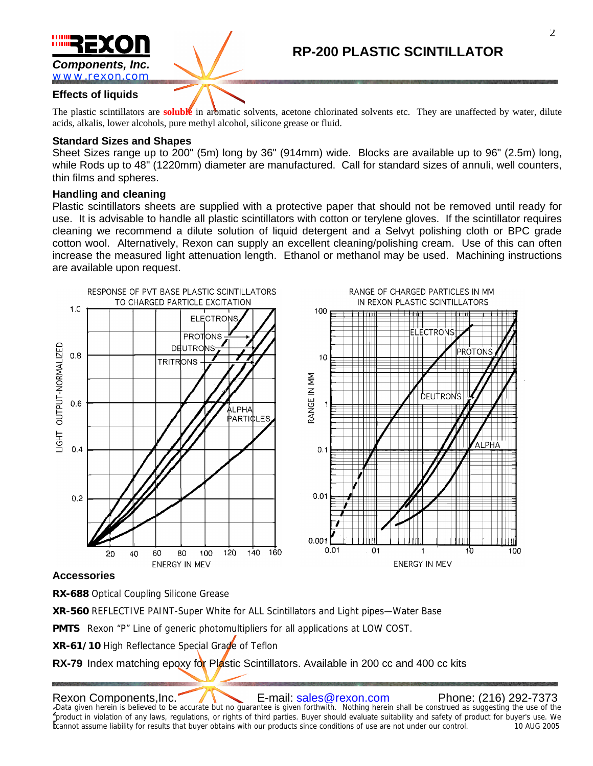## Effects of liquids

The plastic scintillators are **soluble** in aromatic solvents, acetone chlorinated solvents etc. They are unaffected by water, dilute acids, alkalis, lower alcohols, pure methyl alcohol, silicone grease or fluid.

## Standard Sizes and Shapes

Sheet Sizes range up to 200" (5m) long by 36" (914mm) wide. Blocks are available up to 96" (2.5m) long, while Rods up to 48" (1220mm) diameter are manufactured. Call for standard sizes of annuli, well counters, thin films and spheres.

## Handling and cleaning

Plastic scintillators sheets are supplied with a protective paper that should not be removed until ready for use. It is advisable to handle all plastic scintillators with cotton or terylene gloves. If the scintillator requires cleaning we recommend a dilute solution of liquid detergent and a Selvyt polishing cloth or BPC grade cotton wool. Alternatively, Rexon can supply an excellent cleaning/polishing cream. Use of this can often increase the measured light attenuation length. Ethanol or methanol may be used. Machining instructions are available upon request.

RESPONSE OF PVT BASE PLASTIC SCINTILLATORS TO CHARGED PARTICLE EXCITATION

LIGHT OUTPUT-NORMALIZED

1.0
0.8
0.6
0.4
0.2

ELECTRONS
PROTONS
DEUTRONS
TRITRONS
ALPHA PARTICLES

20 40 60 80 100 120 140 160

ENERGY IN MEV

RANGE OF CHARGED PARTICLES IN MM IN REXON PLASTIC SCINTILLATORS

RANGE IN MM

100
10
1
0.1
0.01
0.001

ELECTRONS
PROTONS
DEUTRONS
ALPHA

0.01 01 1 10 100

ENERGY IN MEV

## Accessories

**RX-688** Optical Coupling Silicone Grease

**XR-560** REFLECTIVE PAINT-Super White for ALL Scintillators and Light pipes—Water Base

**PMTS** Rexon "P" Line of generic photomultipliers for all applications at LOW COST.

**XR-61/10** High Reflectance Special Grade of Teflon

**RX-79** Index matching epoxy for Plastic Scintillators. Available in 200 cc and 400 cc kits

Rexon Components,Inc. E-mail: sales@rexon.com Phone: (216) 292-7373

Data given herein is believed to be accurate but no guarantee is given forthwith. Nothing herein shall be construed as suggesting the use of the product in violation of any laws, regulations, or rights of third parties. Buyer should evaluate suitability and safety of product for buyer's use. We cannot assume liability for results that buyer obtains with our products since conditions of use are not under our control. 10 AUG 2005